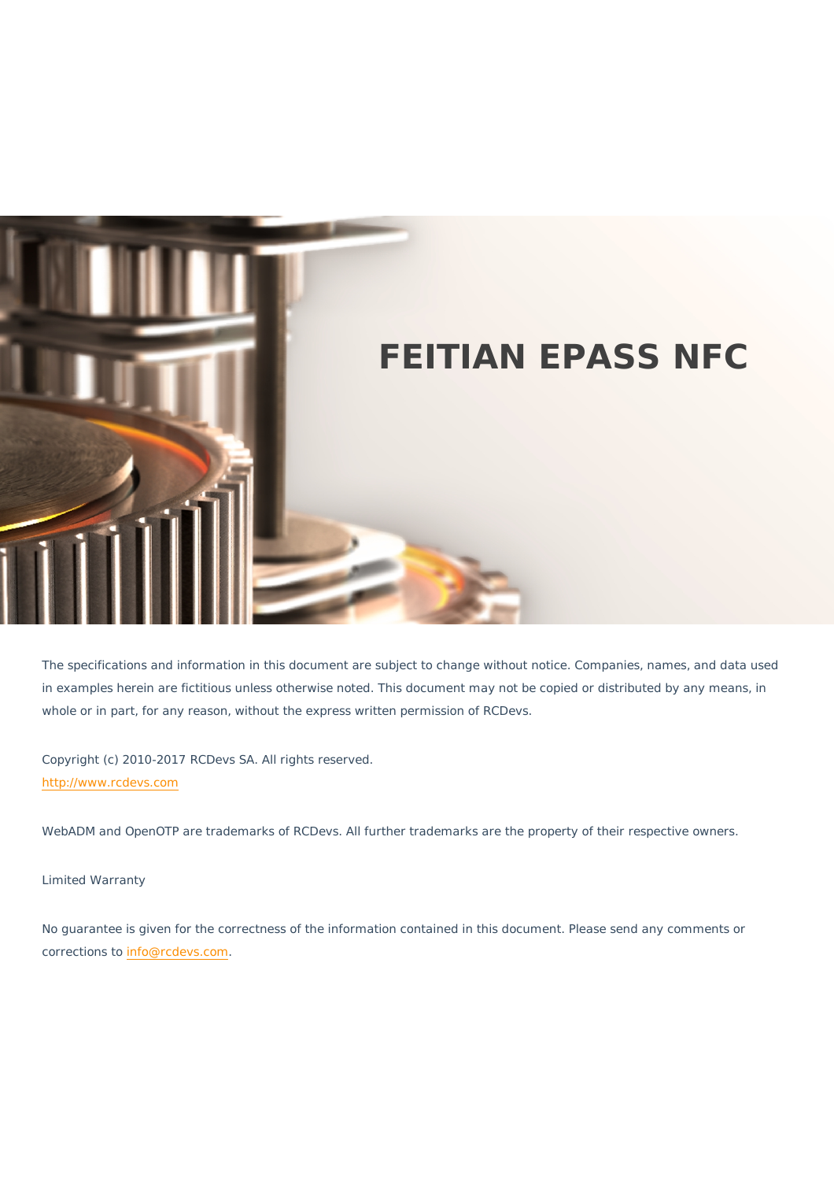# FEITIAN EPASS NFC

The specifications and information in this document are subject to change without notice. Companies, names, and data used in examples herein are fictitious unless otherwise noted. This document may not be copied or distributed by any means, in whole or in part, for any reason, without the express written permission of RCDevs.

Copyright (c) 2010-2017 RCDevs SA. All rights reserved.
http://www.rcdevs.com

WebADM and OpenOTP are trademarks of RCDevs. All further trademarks are the property of their respective owners.

Limited Warranty

No guarantee is given for the correctness of the information contained in this document. Please send any comments or corrections to info@rcdevs.com.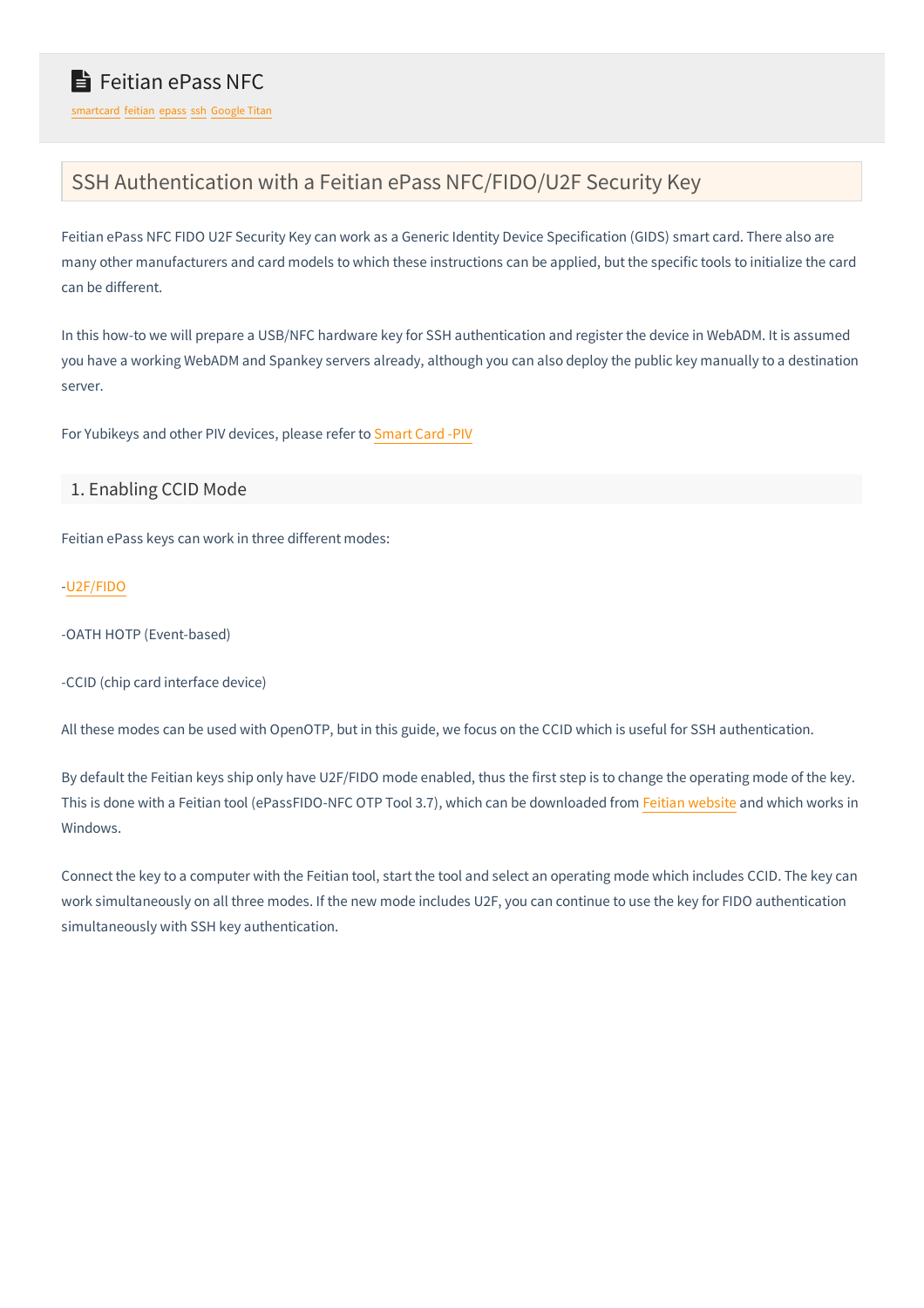# Feitian ePass NFC

smartcard feitian epass ssh Google Titan

## SSH Authentication with a Feitian ePass NFC/FIDO/U2F Security Key

Feitian ePass NFC FIDO U2F Security Key can work as a Generic Identity Device Specification (GIDS) smart card. There also are many other manufacturers and card models to which these instructions can be applied, but the specific tools to initialize the card can be different.

In this how-to we will prepare a USB/NFC hardware key for SSH authentication and register the device in WebADM. It is assumed you have a working WebADM and Spankey servers already, although you can also deploy the public key manually to a destination server.

For Yubikeys and other PIV devices, please refer to Smart Card -PIV

### 1. Enabling CCID Mode

Feitian ePass keys can work in three different modes:

-U2F/FIDO

-OATH HOTP (Event-based)

-CCID (chip card interface device)

All these modes can be used with OpenOTP, but in this guide, we focus on the CCID which is useful for SSH authentication.

By default the Feitian keys ship only have U2F/FIDO mode enabled, thus the first step is to change the operating mode of the key. This is done with a Feitian tool (ePassFIDO-NFC OTP Tool 3.7), which can be downloaded from Feitian website and which works in Windows.

Connect the key to a computer with the Feitian tool, start the tool and select an operating mode which includes CCID. The key can work simultaneously on all three modes. If the new mode includes U2F, you can continue to use the key for FIDO authentication simultaneously with SSH key authentication.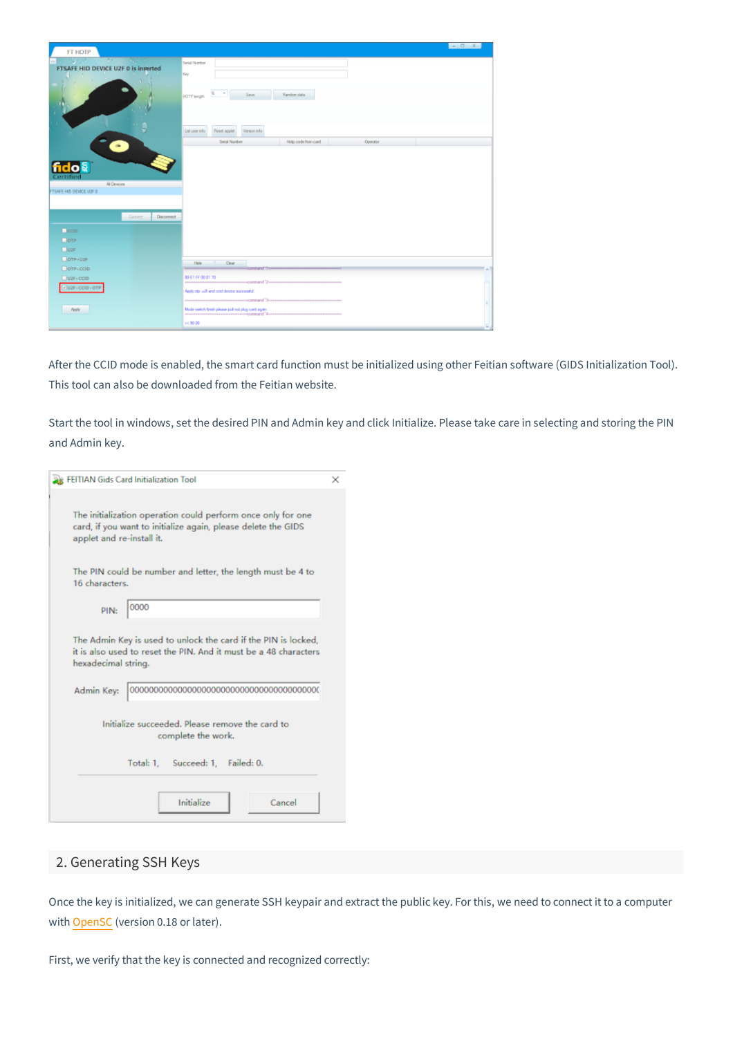After the CCID mode is enabled, the smart card function must be initialized using other Feitian software (GIDS Initialization Tool). This tool can also be downloaded from the Feitian website.

Start the tool in windows, set the desired PIN and Admin key and click Initialize. Please take care in selecting and storing the PIN and Admin key.

## 2. Generating SSH Keys

Once the key is initialized, we can generate SSH keypair and extract the public key. For this, we need to connect it to a computer with OpenSC (version 0.18 or later).

First, we verify that the key is connected and recognized correctly: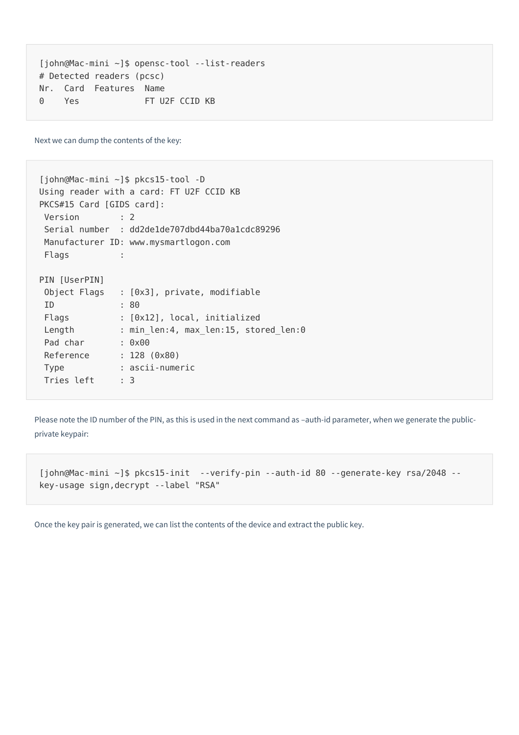```
[john@Mac-mini ~]$ opensc-tool --list-readers
# Detected readers (pcsc)
Nr.  Card  Features  Name
0    Yes             FT U2F CCID KB
```

Next we can dump the contents of the key:

```
[john@Mac-mini ~]$ pkcs15-tool -D
Using reader with a card: FT U2F CCID KB
PKCS#15 Card [GIDS card]:
 Version        : 2
 Serial number  : dd2de1de707dbd44ba70a1cdc89296
 Manufacturer ID: www.mysmartlogon.com
 Flags          :

PIN [UserPIN]
 Object Flags   : [0x3], private, modifiable
 ID             : 80
 Flags          : [0x12], local, initialized
 Length         : min_len:4, max_len:15, stored_len:0
 Pad char       : 0x00
 Reference      : 128 (0x80)
 Type           : ascii-numeric
 Tries left     : 3
```

Please note the ID number of the PIN, as this is used in the next command as –auth-id parameter, when we generate the public-private keypair:

```
[john@Mac-mini ~]$ pkcs15-init  --verify-pin --auth-id 80 --generate-key rsa/2048 --
key-usage sign,decrypt --label "RSA"
```

Once the key pair is generated, we can list the contents of the device and extract the public key.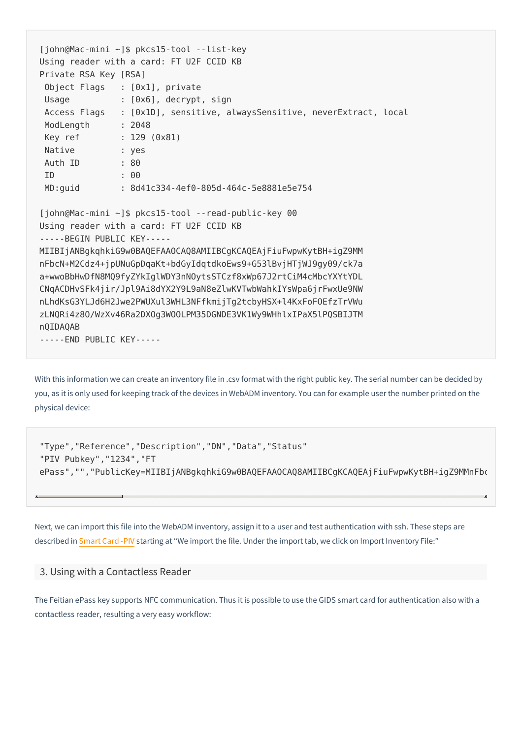```
[john@Mac-mini ~]$ pkcs15-tool --list-key
Using reader with a card: FT U2F CCID KB
Private RSA Key [RSA]
 Object Flags   : [0x1], private
 Usage          : [0x6], decrypt, sign
 Access Flags   : [0x1D], sensitive, alwaysSensitive, neverExtract, local
 ModLength      : 2048
 Key ref        : 129 (0x81)
 Native         : yes
 Auth ID        : 80
 ID             : 00
 MD:guid        : 8d41c334-4ef0-805d-464c-5e8881e5e754

[john@Mac-mini ~]$ pkcs15-tool --read-public-key 00
Using reader with a card: FT U2F CCID KB
-----BEGIN PUBLIC KEY-----
MIIBIjANBgkqhkiG9w0BAQEFAAOCAQ8AMIIBCgKCAQEAjFiuFwpwKytBH+igZ9MM
nFbcN+M2Cdz4+jpUNuGpDqaKt+bdGyIdqtdkoEws9+G53lBvjHTjWJ9gy09/ck7a
a+wwoBbHwDfN8MQ9fyZYkIglWDY3nNOytsSTCzf8xWp67J2rtCiM4cMbcYXYtYDL
CNqACDHvSFk4jir/Jpl9Ai8dYX2Y9L9aN8eZlwKVTwbWahkIYsWpa6jrFwxUe9NW
nLhdKsG3YLJd6H2Jwe2PWUXul3WHL3NFfkmijTg2tcbyHSX+l4KxFoFOEfzTrVWu
zLNQRi4z8O/WzXv46Ra2DXOg3WOOLPM35DGNDE3VK1Wy9WHhlxIPaX5lPQSBIJTM
nQIDAQAB
-----END PUBLIC KEY-----
```

With this information we can create an inventory file in .csv format with the right public key. The serial number can be decided by you, as it is only used for keeping track of the devices in WebADM inventory. You can for example user the number printed on the physical device:

```
"Type","Reference","Description","DN","Data","Status"
"PIV Pubkey","1234","FT
ePass","","PublicKey=MIIBIjANBgkqhkiG9w0BAQEFAAOCAQ8AMIIBCgKCAQEAjFiuFwpwKytBH+igZ9MMnFbc
```

Next, we can import this file into the WebADM inventory, assign it to a user and test authentication with ssh. These steps are described in Smart Card -PIV starting at “We import the file. Under the import tab, we click on Import Inventory File:”

## 3. Using with a Contactless Reader

The Feitian ePass key supports NFC communication. Thus it is possible to use the GIDS smart card for authentication also with a contactless reader, resulting a very easy workflow: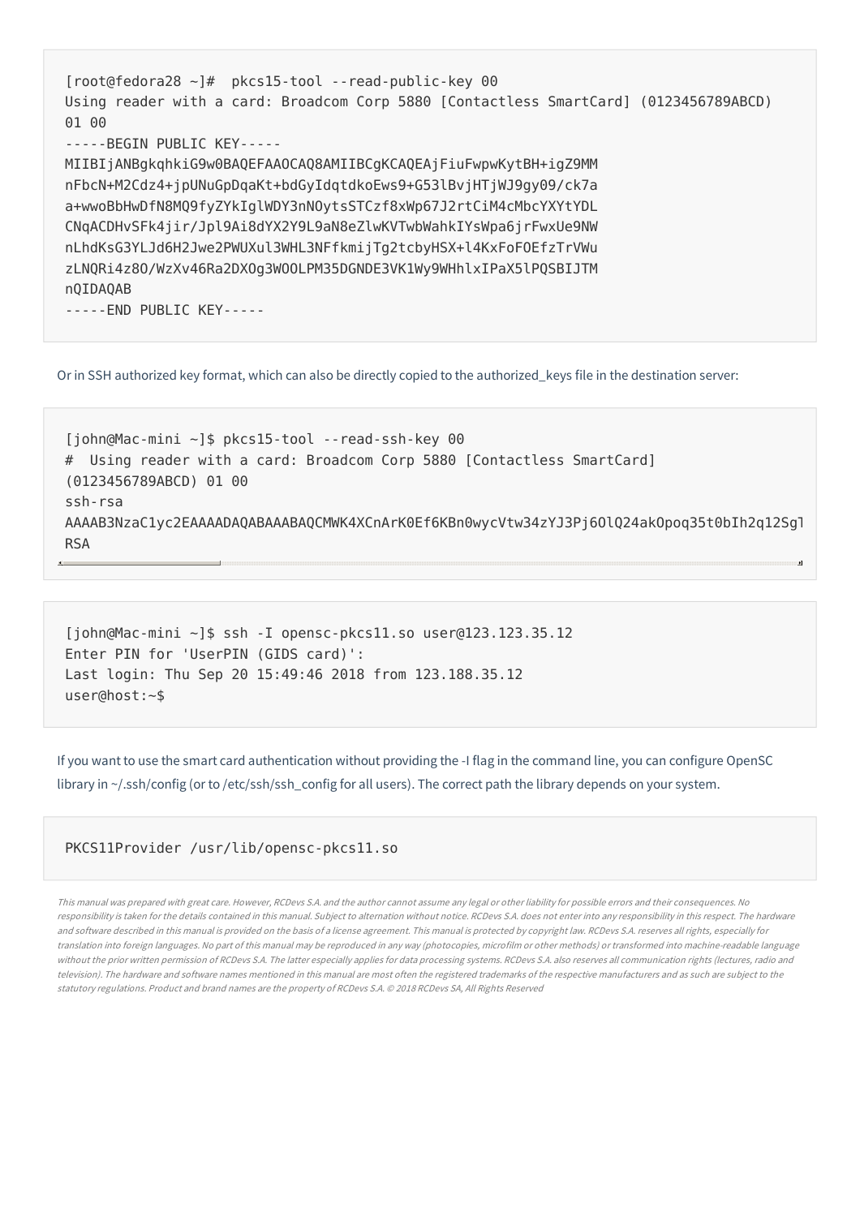```
[root@fedora28 ~]#  pkcs15-tool --read-public-key 00
Using reader with a card: Broadcom Corp 5880 [Contactless SmartCard] (0123456789ABCD) 01 00
-----BEGIN PUBLIC KEY-----
MIIBIjANBgkqhkiG9w0BAQEFAAOCAQ8AMIIBCgKCAQEAjFiuFwpwKytBH+igZ9MM
nFbcN+M2Cdz4+jpUNuGpDqaKt+bdGyIdqtdkoEws9+G53lBvjHTjWJ9gy09/ck7a
a+wwoBbHwDfN8MQ9fyZYkIglWDY3nNOytsSTCzf8xWp67J2rtCiM4cMbcYXYtYDL
CNqACDHvSFk4jir/Jpl9Ai8dYX2Y9L9aN8eZlwKVTwbWahkIYsWpa6jrFwxUe9NW
nLhdKsG3YLJd6H2Jwe2PWUXul3WHL3NFfkmijTg2tcbyHSX+l4KxFoFOEfzTrVWu
zLNQRi4z8O/WzXv46Ra2DXOg3WOOLPM35DGNDE3VK1Wy9WHhlxIPaX5lPQSBIJTM
nQIDAQAB
-----END PUBLIC KEY-----
```

Or in SSH authorized key format, which can also be directly copied to the authorized_keys file in the destination server:

```
[john@Mac-mini ~]$ pkcs15-tool --read-ssh-key 00
#  Using reader with a card: Broadcom Corp 5880 [Contactless SmartCard] (0123456789ABCD) 01 00
ssh-rsa AAAAB3NzaC1yc2EAAAADAQABAAABAQCMWK4XCnArK0Ef6KBn0wycVtw34zYJ3Pj6OlQ24akOpoq35t0bIh2q12Sgl RSA
```

```
[john@Mac-mini ~]$ ssh -I opensc-pkcs11.so user@123.123.35.12
Enter PIN for 'UserPIN (GIDS card)':
Last login: Thu Sep 20 15:49:46 2018 from 123.188.35.12
user@host:~$
```

If you want to use the smart card authentication without providing the -I flag in the command line, you can configure OpenSC library in ~/.ssh/config (or to /etc/ssh/ssh_config for all users). The correct path the library depends on your system.

```
PKCS11Provider /usr/lib/opensc-pkcs11.so
```

*This manual was prepared with great care. However, RCDevs S.A. and the author cannot assume any legal or other liability for possible errors and their consequences. No responsibility is taken for the details contained in this manual. Subject to alternation without notice. RCDevs S.A. does not enter into any responsibility in this respect. The hardware and software described in this manual is provided on the basis of a license agreement. This manual is protected by copyright law. RCDevs S.A. reserves all rights, especially for translation into foreign languages. No part of this manual may be reproduced in any way (photocopies, microfilm or other methods) or transformed into machine-readable language without the prior written permission of RCDevs S.A. The latter especially applies for data processing systems. RCDevs S.A. also reserves all communication rights (lectures, radio and television). The hardware and software names mentioned in this manual are most often the registered trademarks of the respective manufacturers and as such are subject to the statutory regulations. Product and brand names are the property of RCDevs S.A. © 2018 RCDevs SA, All Rights Reserved*